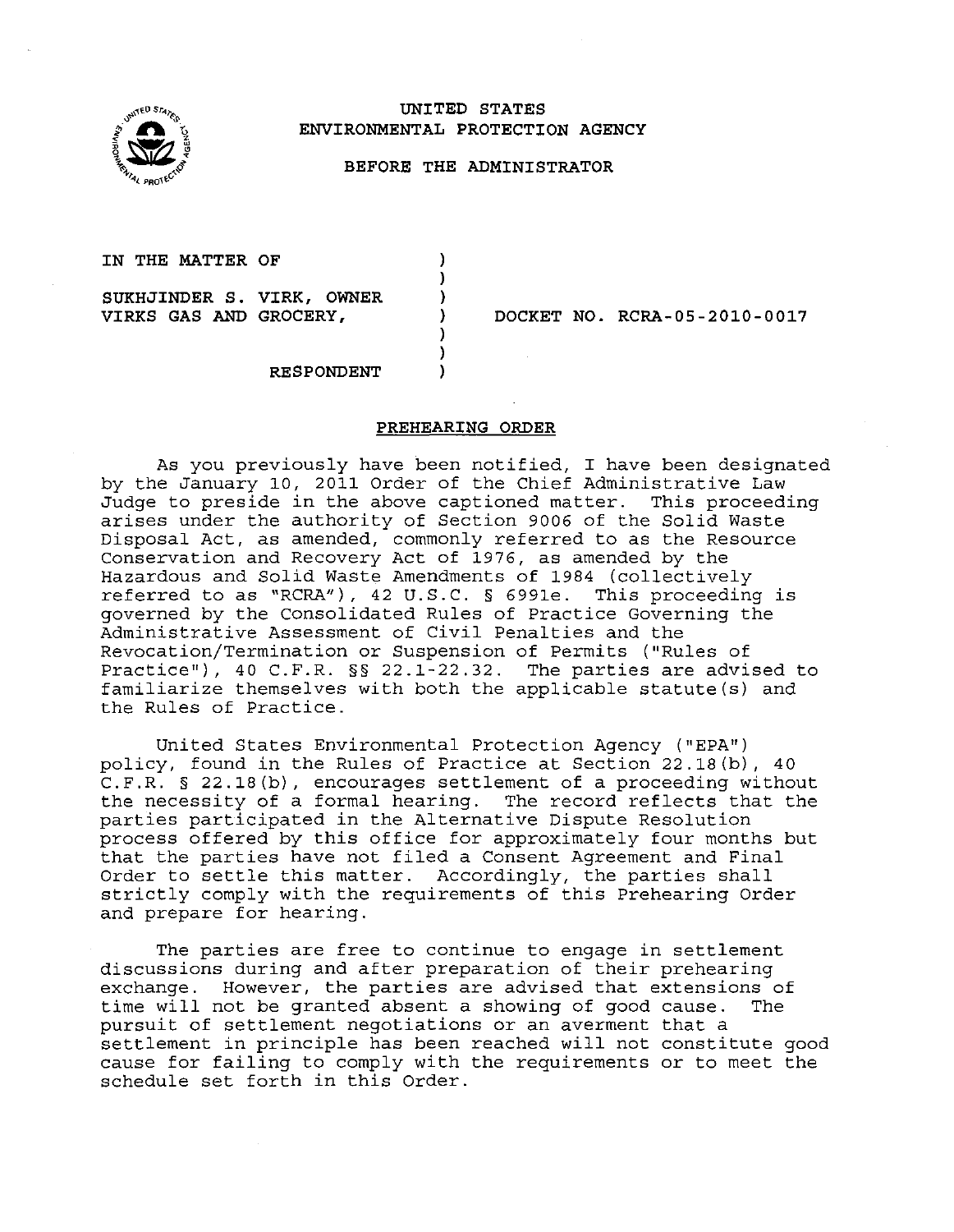UNITED STATES
ENVIRONMENTAL PROTECTION AGENCY

BEFORE THE ADMINISTRATOR

IN THE MATTER OF

SUKHJINDER S. VIRK, OWNER
VIRKS GAS AND GROCERY,

RESPONDENT

DOCKET NO. RCRA-05-2010-0017

## PREHEARING ORDER

As you previously have been notified, I have been designated by the January 10, 2011 Order of the Chief Administrative Law Judge to preside in the above captioned matter. This proceeding arises under the authority of Section 9006 of the Solid Waste Disposal Act, as amended, commonly referred to as the Resource Conservation and Recovery Act of 1976, as amended by the Hazardous and Solid Waste Amendments of 1984 (collectively referred to as "RCRA"), 42 U.S.C. § 6991e. This proceeding is governed by the Consolidated Rules of Practice Governing the Administrative Assessment of Civil Penalties and the Revocation/Termination or Suspension of Permits ("Rules of Practice"), 40 C.F.R. §§ 22.1-22.32. The parties are advised to familiarize themselves with both the applicable statute(s) and the Rules of Practice.

United States Environmental Protection Agency ("EPA") policy, found in the Rules of Practice at Section 22.18(b), 40 C.F.R. § 22.18(b), encourages settlement of a proceeding without the necessity of a formal hearing. The record reflects that the parties participated in the Alternative Dispute Resolution process offered by this office for approximately four months but that the parties have not filed a Consent Agreement and Final Order to settle this matter. Accordingly, the parties shall strictly comply with the requirements of this Prehearing Order and prepare for hearing.

The parties are free to continue to engage in settlement discussions during and after preparation of their prehearing exchange. However, the parties are advised that extensions of time will not be granted absent a showing of good cause. The pursuit of settlement negotiations or an averment that a settlement in principle has been reached will not constitute good cause for failing to comply with the requirements or to meet the schedule set forth in this Order.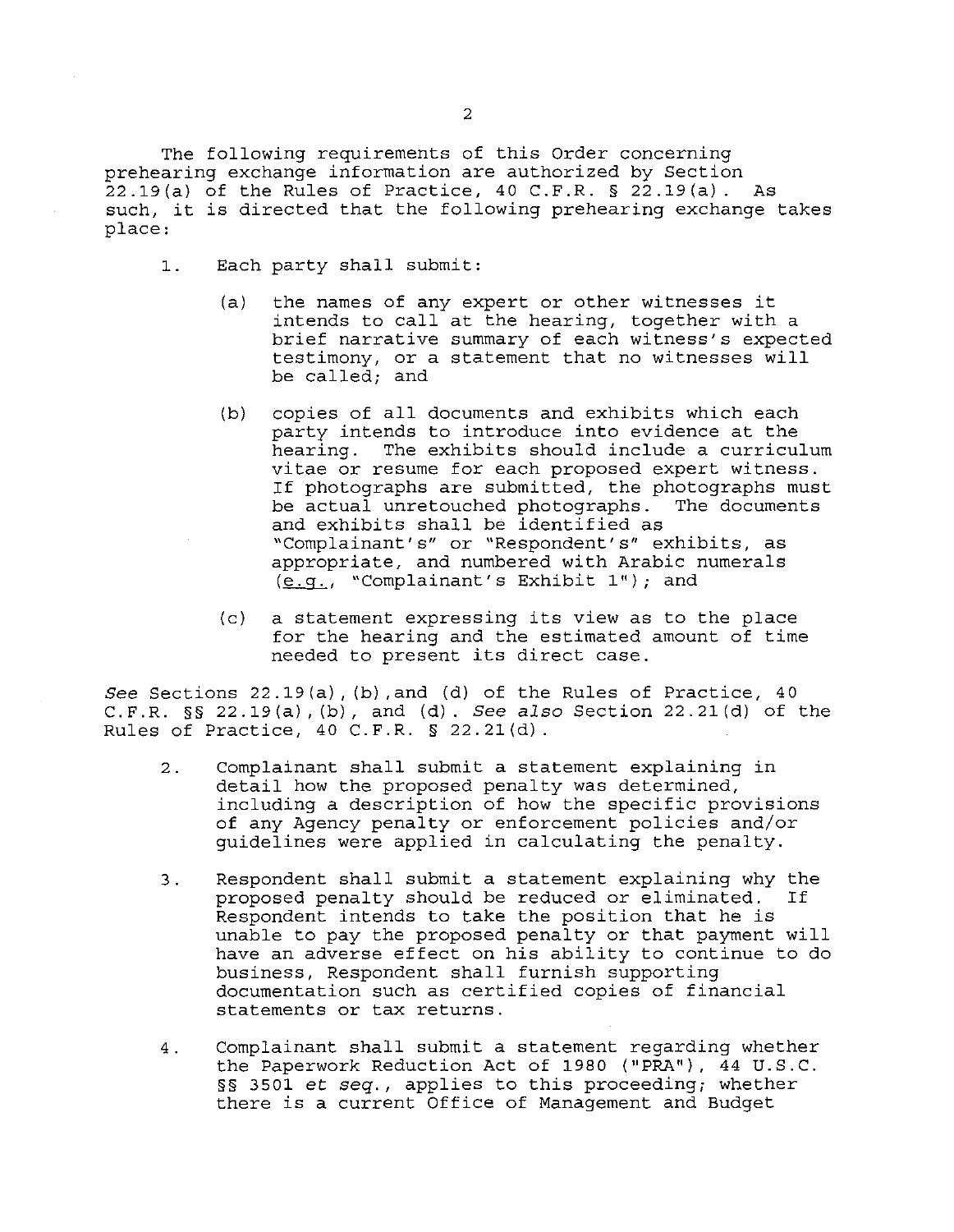The following requirements of this Order concerning prehearing exchange information are authorized by Section 22.19(a) of the Rules of Practice, 40 C.F.R. § 22.19(a). As such, it is directed that the following prehearing exchange takes place:

1. Each party shall submit:

   (a) the names of any expert or other witnesses it intends to call at the hearing, together with a brief narrative summary of each witness's expected testimony, or a statement that no witnesses will be called; and

   (b) copies of all documents and exhibits which each party intends to introduce into evidence at the hearing. The exhibits should include a curriculum vitae or resume for each proposed expert witness. If photographs are submitted, the photographs must be actual unretouched photographs. The documents and exhibits shall be identified as "Complainant's" or "Respondent's" exhibits, as appropriate, and numbered with Arabic numerals (e.g., "Complainant's Exhibit 1"); and

   (c) a statement expressing its view as to the place for the hearing and the estimated amount of time needed to present its direct case.

*See* Sections 22.19(a),(b),and (d) of the Rules of Practice, 40 C.F.R. §§ 22.19(a),(b), and (d). *See also* Section 22.21(d) of the Rules of Practice, 40 C.F.R. § 22.21(d).

2. Complainant shall submit a statement explaining in detail how the proposed penalty was determined, including a description of how the specific provisions of any Agency penalty or enforcement policies and/or guidelines were applied in calculating the penalty.

3. Respondent shall submit a statement explaining why the proposed penalty should be reduced or eliminated. If Respondent intends to take the position that he is unable to pay the proposed penalty or that payment will have an adverse effect on his ability to continue to do business, Respondent shall furnish supporting documentation such as certified copies of financial statements or tax returns.

4. Complainant shall submit a statement regarding whether the Paperwork Reduction Act of 1980 ("PRA"), 44 U.S.C. §§ 3501 *et seq.*, applies to this proceeding; whether there is a current Office of Management and Budget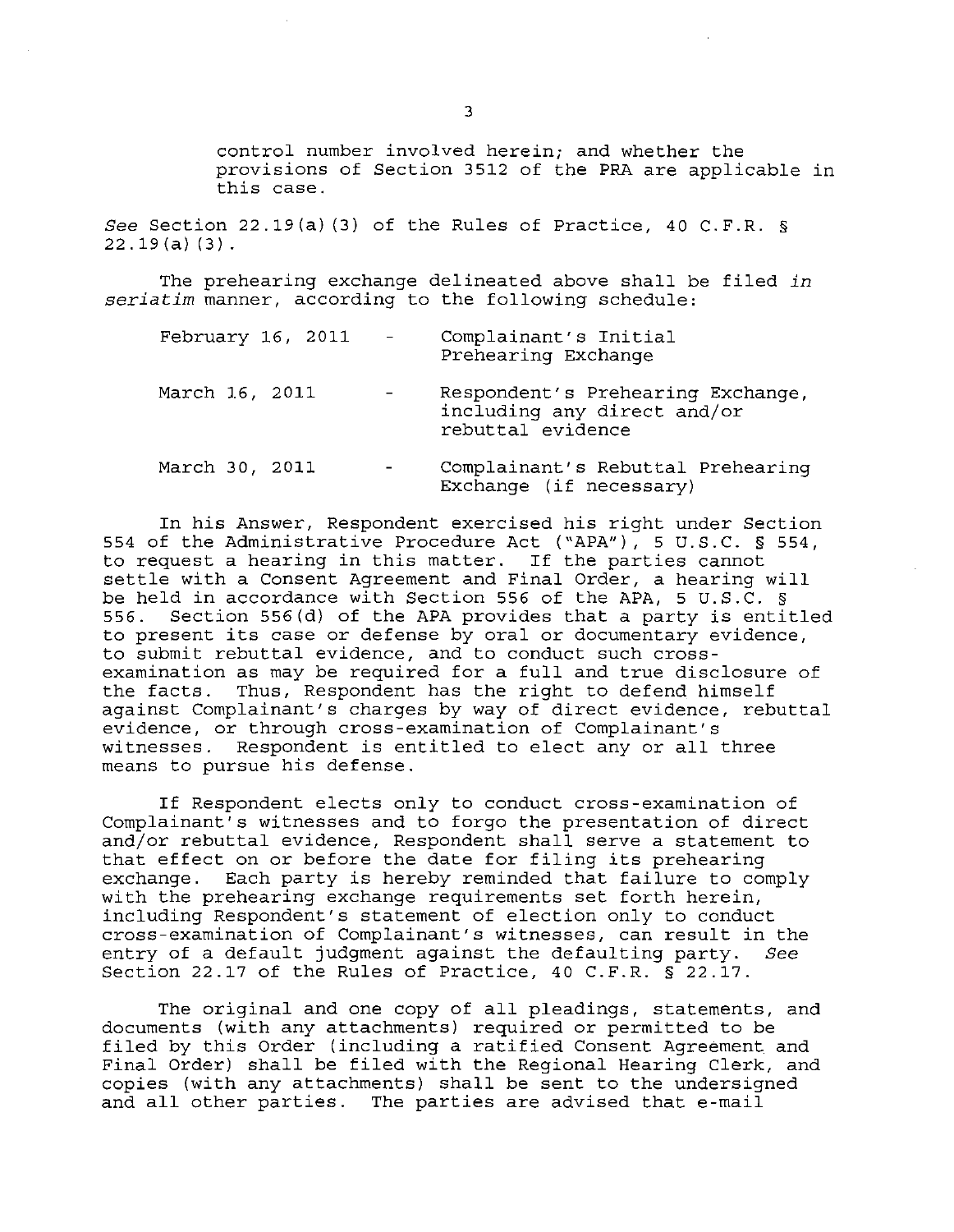control number involved herein; and whether the provisions of Section 3512 of the PRA are applicable in this case.

*See* Section 22.19(a)(3) of the Rules of Practice, 40 C.F.R. § 22.19(a)(3).

The prehearing exchange delineated above shall be filed *in seriatim* manner, according to the following schedule:

| | | |
|---|---|---|
| February 16, 2011 | - | Complainant's Initial Prehearing Exchange |
| March 16, 2011 | - | Respondent's Prehearing Exchange, including any direct and/or rebuttal evidence |
| March 30, 2011 | - | Complainant's Rebuttal Prehearing Exchange (if necessary) |

In his Answer, Respondent exercised his right under Section 554 of the Administrative Procedure Act ("APA"), 5 U.S.C. § 554, to request a hearing in this matter. If the parties cannot settle with a Consent Agreement and Final Order, a hearing will be held in accordance with Section 556 of the APA, 5 U.S.C. § 556. Section 556(d) of the APA provides that a party is entitled to present its case or defense by oral or documentary evidence, to submit rebuttal evidence, and to conduct such cross-examination as may be required for a full and true disclosure of the facts. Thus, Respondent has the right to defend himself against Complainant's charges by way of direct evidence, rebuttal evidence, or through cross-examination of Complainant's witnesses. Respondent is entitled to elect any or all three means to pursue his defense.

If Respondent elects only to conduct cross-examination of Complainant's witnesses and to forgo the presentation of direct and/or rebuttal evidence, Respondent shall serve a statement to that effect on or before the date for filing its prehearing exchange. Each party is hereby reminded that failure to comply with the prehearing exchange requirements set forth herein, including Respondent's statement of election only to conduct cross-examination of Complainant's witnesses, can result in the entry of a default judgment against the defaulting party. *See* Section 22.17 of the Rules of Practice, 40 C.F.R. § 22.17.

The original and one copy of all pleadings, statements, and documents (with any attachments) required or permitted to be filed by this Order (including a ratified Consent Agreement and Final Order) shall be filed with the Regional Hearing Clerk, and copies (with any attachments) shall be sent to the undersigned and all other parties. The parties are advised that e-mail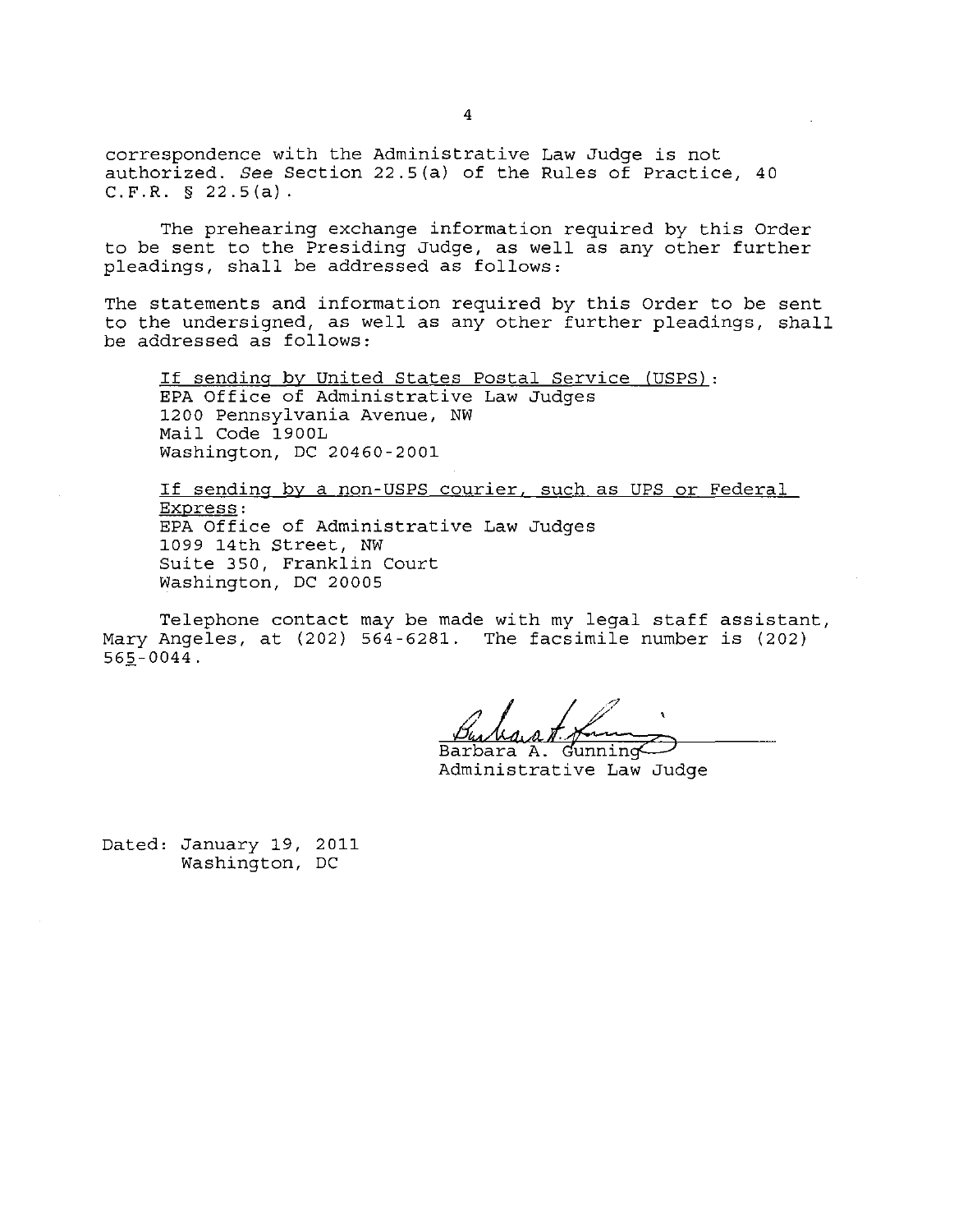correspondence with the Administrative Law Judge is not authorized. *See* Section 22.5(a) of the Rules of Practice, 40 C.F.R. § 22.5(a).

The prehearing exchange information required by this Order to be sent to the Presiding Judge, as well as any other further pleadings, shall be addressed as follows:

The statements and information required by this Order to be sent to the undersigned, as well as any other further pleadings, shall be addressed as follows:

<u>If sending by United States Postal Service (USPS)</u>:
EPA Office of Administrative Law Judges
1200 Pennsylvania Avenue, NW
Mail Code 1900L
Washington, DC 20460-2001

<u>If sending by a non-USPS courier, such as UPS or Federal Express</u>:
EPA Office of Administrative Law Judges
1099 14th Street, NW
Suite 350, Franklin Court
Washington, DC 20005

Telephone contact may be made with my legal staff assistant, Mary Angeles, at (202) 564-6281. The facsimile number is (202) 565-0044.

Barbara A. Gunning
Administrative Law Judge

Dated: January 19, 2011
Washington, DC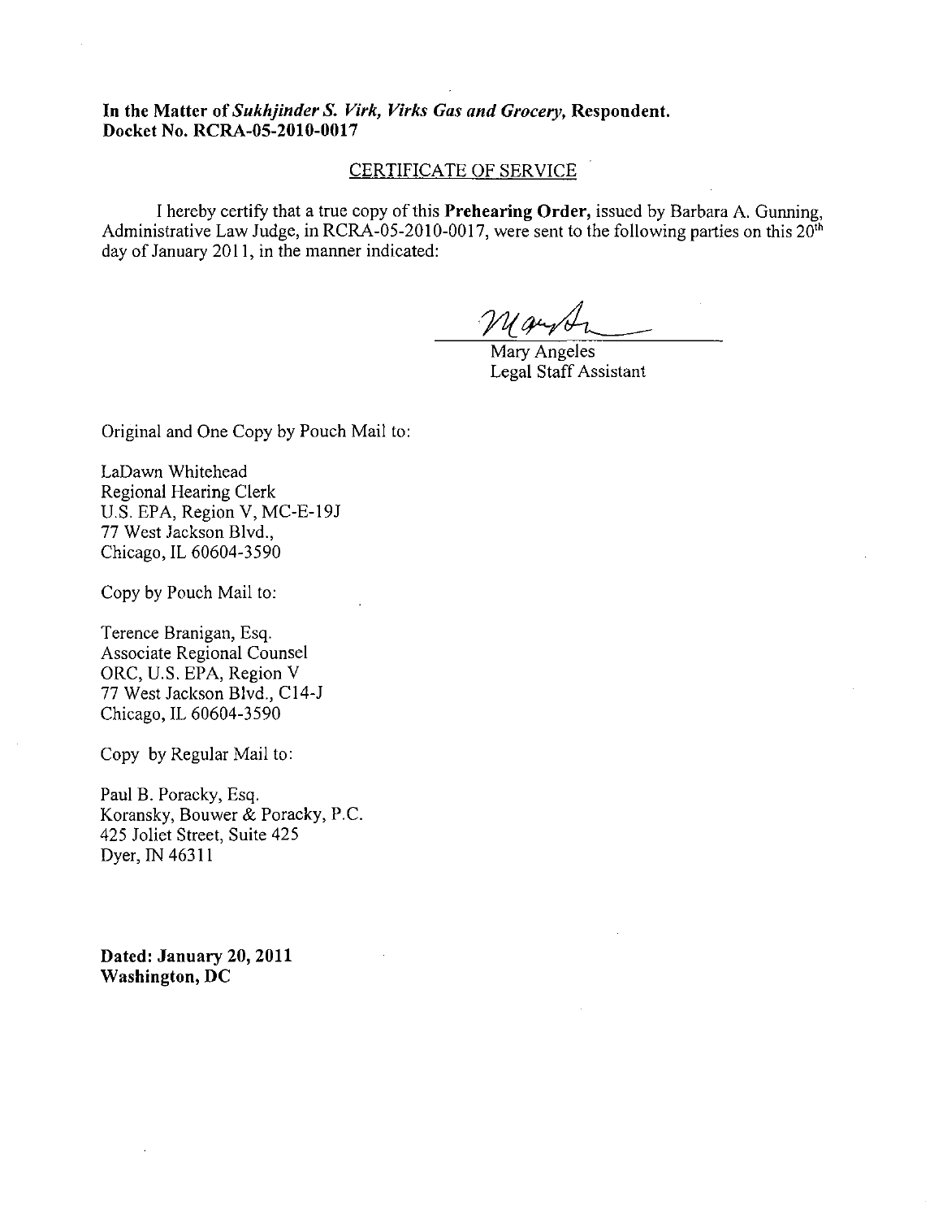**In the Matter of *Sukhjinder S. Virk, Virks Gas and Grocery*, Respondent.**
**Docket No. RCRA-05-2010-0017**

CERTIFICATE OF SERVICE

I hereby certify that a true copy of this **Prehearing Order,** issued by Barbara A. Gunning, Administrative Law Judge, in RCRA-05-2010-0017, were sent to the following parties on this 20th day of January 2011, in the manner indicated:

Mary Angeles
Legal Staff Assistant

Original and One Copy by Pouch Mail to:

LaDawn Whitehead
Regional Hearing Clerk
U.S. EPA, Region V, MC-E-19J
77 West Jackson Blvd.,
Chicago, IL 60604-3590

Copy by Pouch Mail to:

Terence Branigan, Esq.
Associate Regional Counsel
ORC, U.S. EPA, Region V
77 West Jackson Blvd., C14-J
Chicago, IL 60604-3590

Copy by Regular Mail to:

Paul B. Poracky, Esq.
Koransky, Bouwer & Poracky, P.C.
425 Joliet Street, Suite 425
Dyer, IN 46311

**Dated: January 20, 2011**
**Washington, DC**